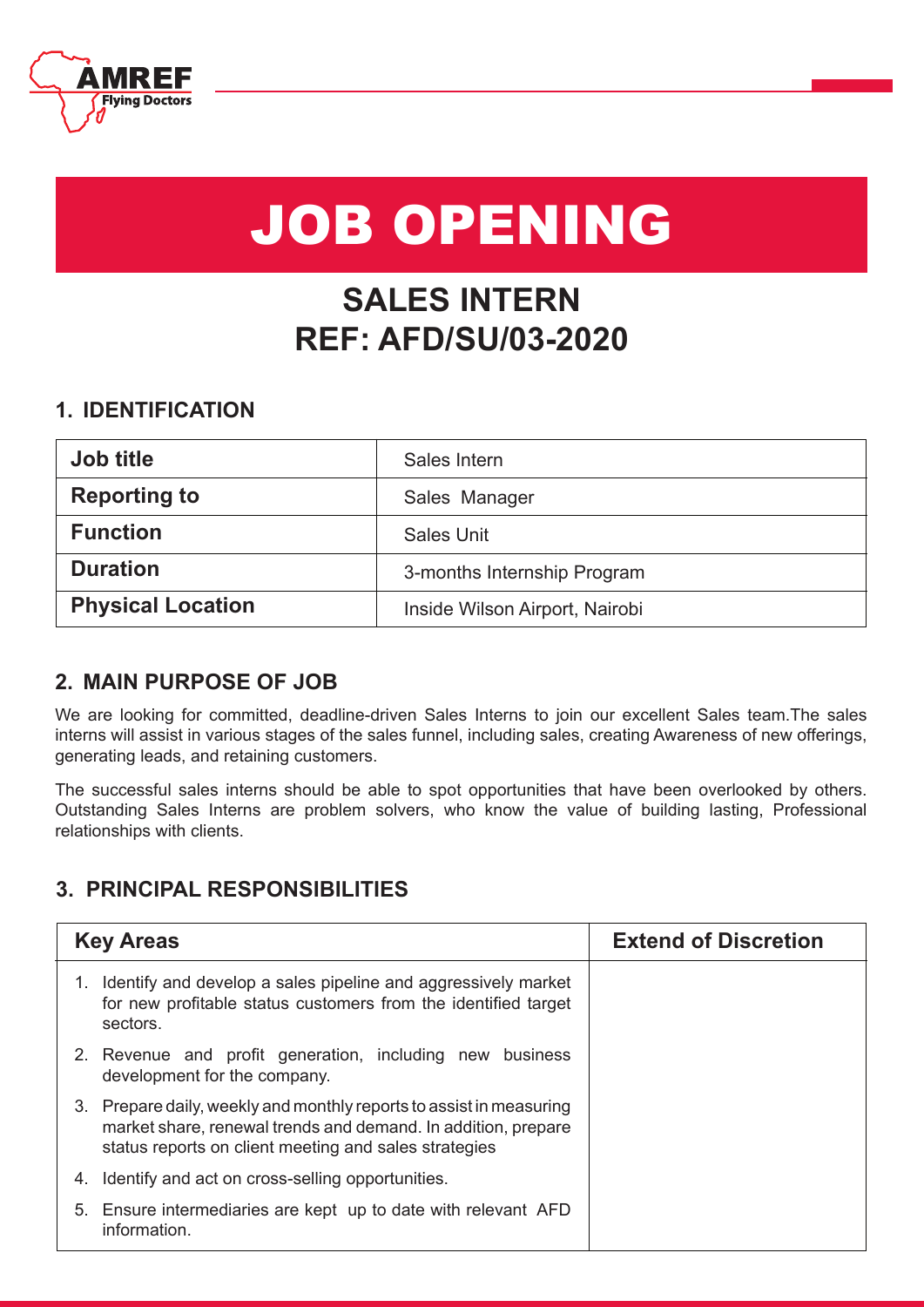# JOB OPENING

## SALES INTERN
## REF: AFD/SU/03-2020

### 1. IDENTIFICATION

| **Job title** | Sales Intern |
|---|---|
| **Reporting to** | Sales Manager |
| **Function** | Sales Unit |
| **Duration** | 3-months Internship Program |
| **Physical Location** | Inside Wilson Airport, Nairobi |

### 2. MAIN PURPOSE OF JOB

We are looking for committed, deadline-driven Sales Interns to join our excellent Sales team.The sales interns will assist in various stages of the sales funnel, including sales, creating Awareness of new offerings, generating leads, and retaining customers.

The successful sales interns should be able to spot opportunities that have been overlooked by others. Outstanding Sales Interns are problem solvers, who know the value of building lasting, Professional relationships with clients.

### 3. PRINCIPAL RESPONSIBILITIES

| **Key Areas** | **Extend of Discretion** |
|---|---|
| 1. Identify and develop a sales pipeline and aggressively market for new profitable status customers from the identified target sectors.<br>2. Revenue and profit generation, including new business development for the company.<br>3. Prepare daily, weekly and monthly reports to assist in measuring market share, renewal trends and demand. In addition, prepare status reports on client meeting and sales strategies<br>4. Identify and act on cross-selling opportunities.<br>5. Ensure intermediaries are kept up to date with relevant AFD information. | |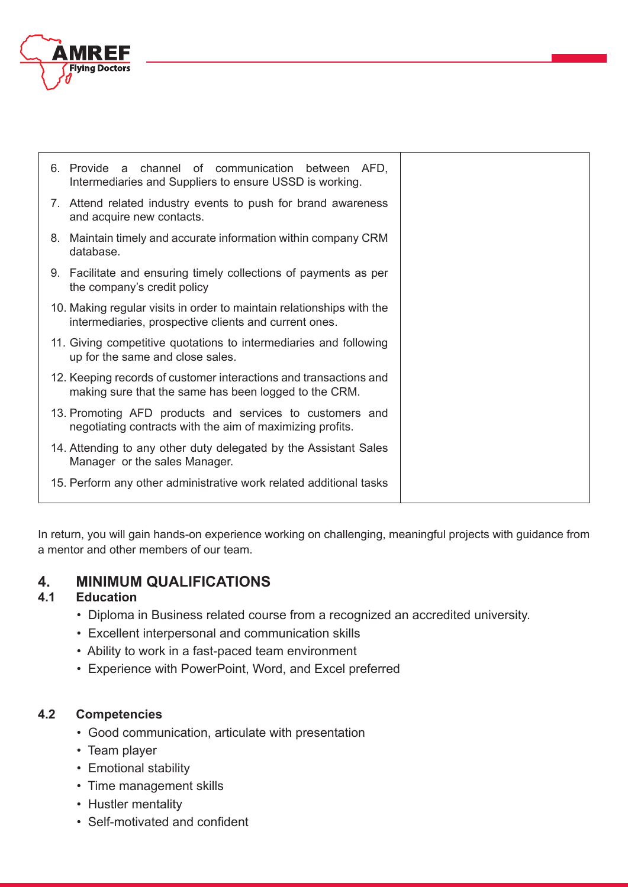| | |
|---|---|
| 6. Provide a channel of communication between AFD, Intermediaries and Suppliers to ensure USSD is working.<br>7. Attend related industry events to push for brand awareness and acquire new contacts.<br>8. Maintain timely and accurate information within company CRM database.<br>9. Facilitate and ensuring timely collections of payments as per the company's credit policy<br>10. Making regular visits in order to maintain relationships with the intermediaries, prospective clients and current ones.<br>11. Giving competitive quotations to intermediaries and following up for the same and close sales.<br>12. Keeping records of customer interactions and transactions and making sure that the same has been logged to the CRM.<br>13. Promoting AFD products and services to customers and negotiating contracts with the aim of maximizing profits.<br>14. Attending to any other duty delegated by the Assistant Sales Manager or the sales Manager.<br>15. Perform any other administrative work related additional tasks | |

In return, you will gain hands-on experience working on challenging, meaningful projects with guidance from a mentor and other members of our team.

## 4. MINIMUM QUALIFICATIONS

### 4.1 Education

- Diploma in Business related course from a recognized an accredited university.
- Excellent interpersonal and communication skills
- Ability to work in a fast-paced team environment
- Experience with PowerPoint, Word, and Excel preferred

### 4.2 Competencies

- Good communication, articulate with presentation
- Team player
- Emotional stability
- Time management skills
- Hustler mentality
- Self-motivated and confident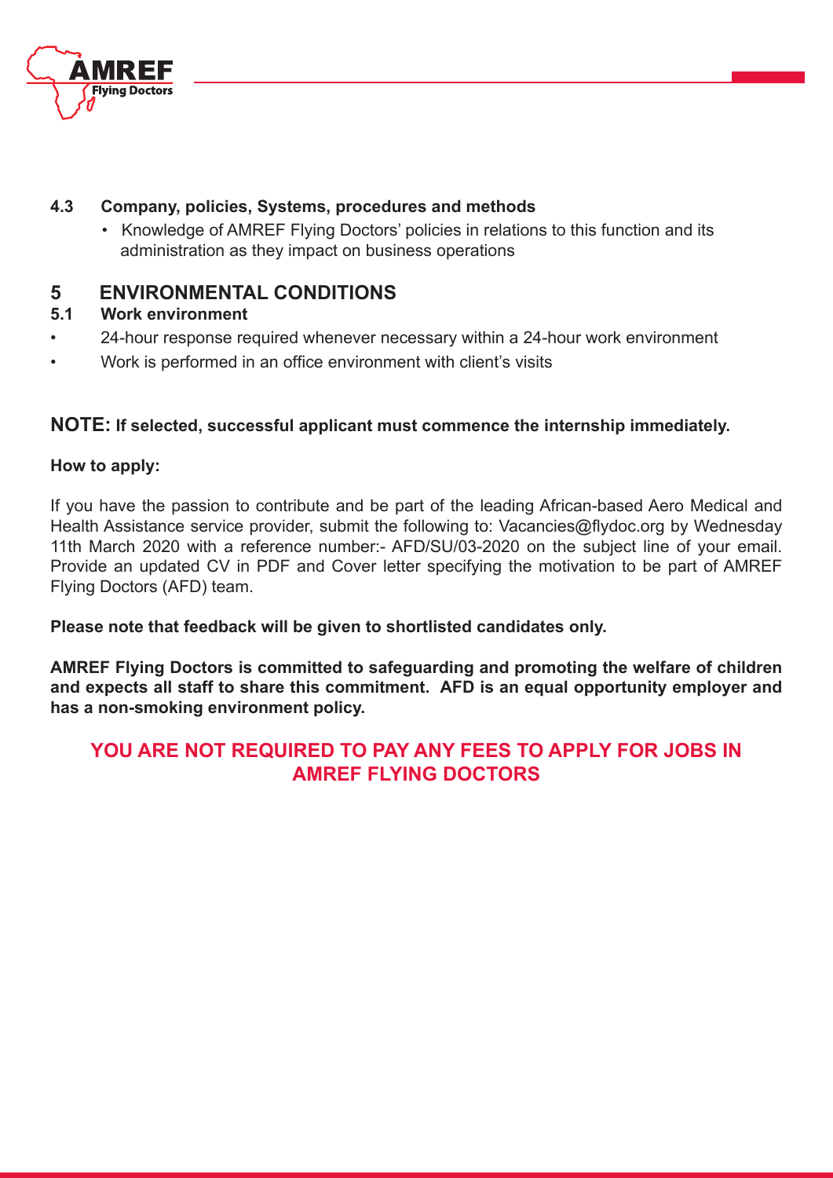### 4.3 Company, policies, Systems, procedures and methods

- Knowledge of AMREF Flying Doctors' policies in relations to this function and its administration as they impact on business operations

## 5 ENVIRONMENTAL CONDITIONS

### 5.1 Work environment

- 24-hour response required whenever necessary within a 24-hour work environment
- Work is performed in an office environment with client's visits

**NOTE: If selected, successful applicant must commence the internship immediately.**

**How to apply:**

If you have the passion to contribute and be part of the leading African-based Aero Medical and Health Assistance service provider, submit the following to: Vacancies@flydoc.org by Wednesday 11th March 2020 with a reference number:- AFD/SU/03-2020 on the subject line of your email. Provide an updated CV in PDF and Cover letter specifying the motivation to be part of AMREF Flying Doctors (AFD) team.

**Please note that feedback will be given to shortlisted candidates only.**

**AMREF Flying Doctors is committed to safeguarding and promoting the welfare of children and expects all staff to share this commitment. AFD is an equal opportunity employer and has a non-smoking environment policy.**

**YOU ARE NOT REQUIRED TO PAY ANY FEES TO APPLY FOR JOBS IN AMREF FLYING DOCTORS**